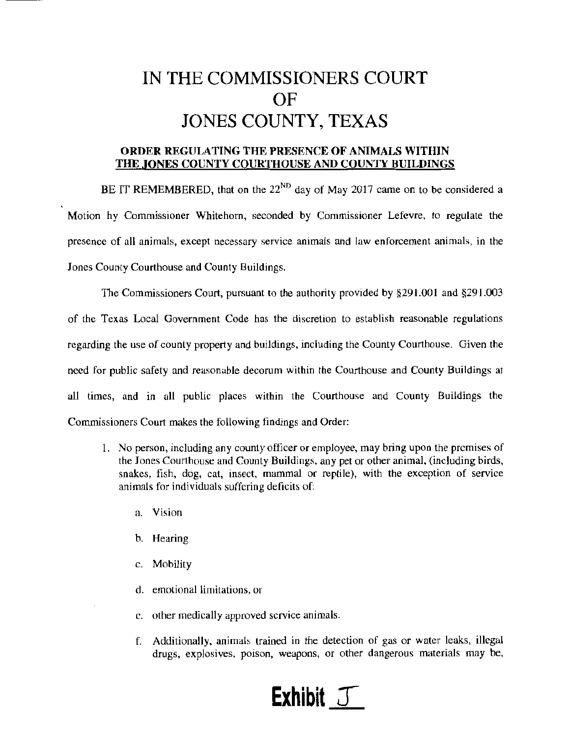# IN THE COMMISSIONERS COURT OF JONES COUNTY, TEXAS

## ORDER REGULATING THE PRESENCE OF ANIMALS WITHIN THE JONES COUNTY COURTHOUSE AND COUNTY BUILDINGS

BE IT REMEMBERED, that on the 22[ND] day of May 2017 came on to be considered a Motion hy Commissioner Whitehorn, seconded by Commissioner Lefevre, to regulate the presence of all animals, except necessary service animals and law enforcement animals, in the Jones County Courthouse and County Buildings.

The Commissioners Court, pursuant to the authority provided by §291.001 and §291.003 of the Texas Local Government Code has the discretion to establish reasonable regulations regarding the use of county property and buildings, including the County Courthouse. Given the need for public safety and reasonable decorum within the Courthouse and County Buildings at all times, and in all public places within the Courthouse and County Buildings the Commissioners Court makes the following findings and Order:

1. No person, including any county officer or employee, may bring upon the premises of the Jones Courthouse and County Buildings, any pet or other animal, (including birds, snakes, fish, dog, cat, insect, mammal or reptile), with the exception of service animals for individuals suffering deficits of:
   a. Vision
   b. Hearing
   c. Mobility
   d. emotional limitations, or
   e. other medically approved service animals.
   f. Additionally, animals trained in the detection of gas or water leaks, illegal drugs, explosives, poison, weapons, or other dangerous materials may be,

**Exhibit J**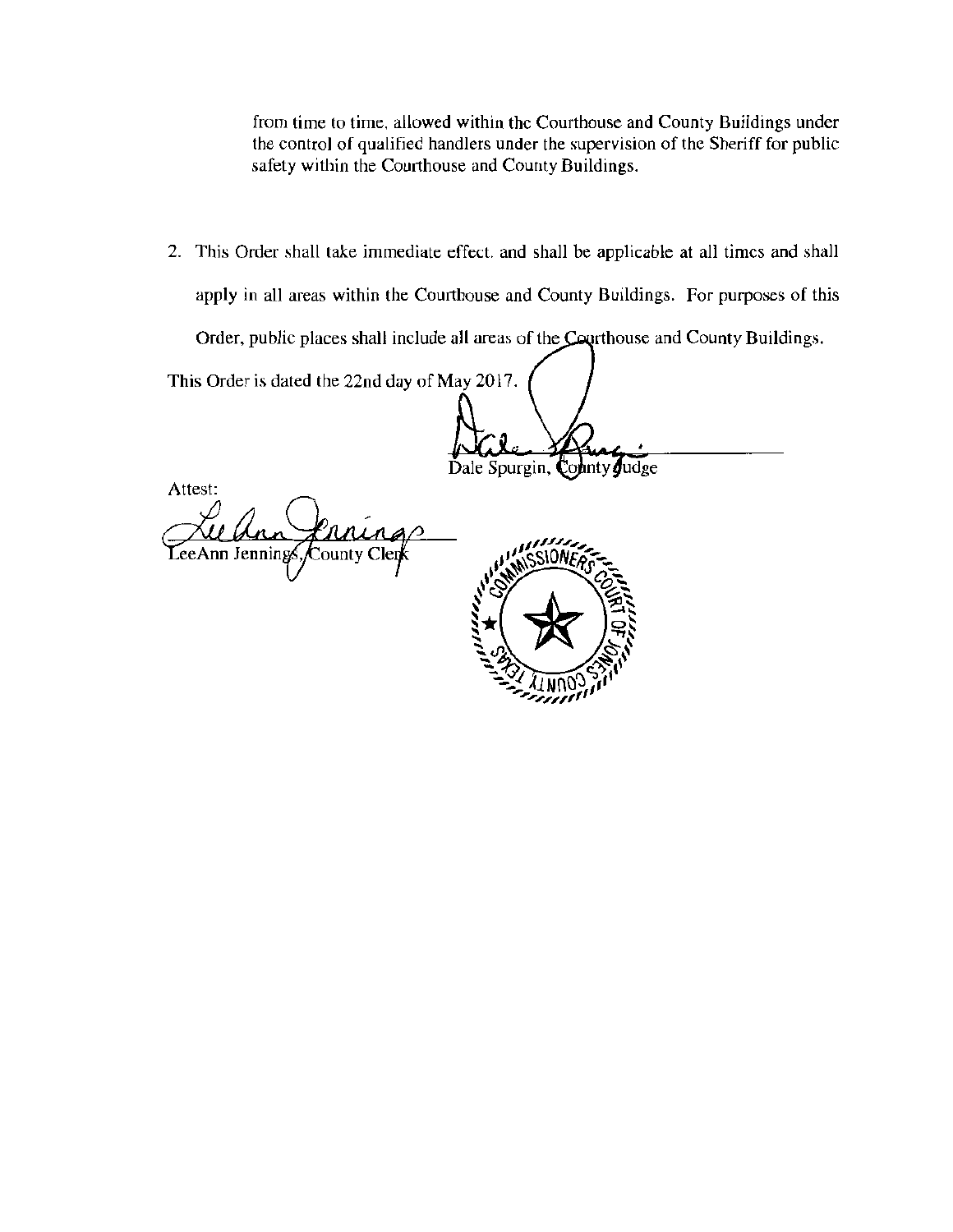from time to time, allowed within the Courthouse and County Buildings under the control of qualified handlers under the supervision of the Sheriff for public safety within the Courthouse and County Buildings.

2. This Order shall take immediate effect, and shall be applicable at all times and shall apply in all areas within the Courthouse and County Buildings. For purposes of this Order, public places shall include all areas of the Courthouse and County Buildings.

This Order is dated the 22nd day of May 2017.

Dale Spurgin, County Judge

Attest:

LeeAnn Jennings, County Clerk

COMMISSIONERS COURT OF JONES COUNTY TEXAS